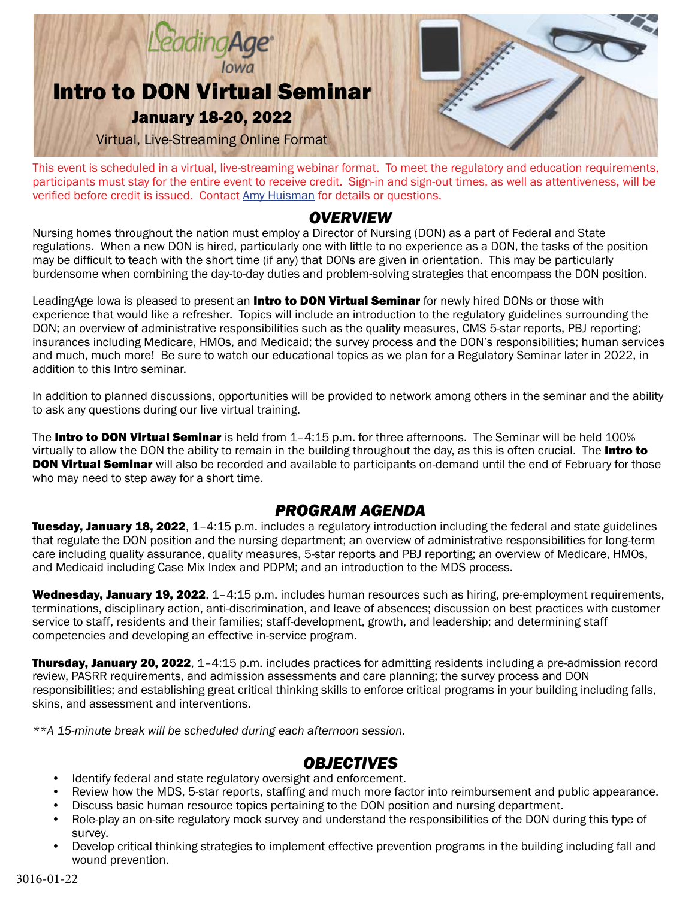LeadingAge Iowa

# Intro to DON Virtual Seminar

## January 18-20, 2022

Virtual, Live-Streaming Online Format

This event is scheduled in a virtual, live-streaming webinar format. To meet the regulatory and education requirements, participants must stay for the entire event to receive credit. Sign-in and sign-out times, as well as attentiveness, will be verified before credit is issued. Contact Amy Huisman for details or questions.

## *OVERVIEW*

Nursing homes throughout the nation must employ a Director of Nursing (DON) as a part of Federal and State regulations. When a new DON is hired, particularly one with little to no experience as a DON, the tasks of the position may be difficult to teach with the short time (if any) that DONs are given in orientation. This may be particularly burdensome when combining the day-to-day duties and problem-solving strategies that encompass the DON position.

LeadingAge Iowa is pleased to present an **Intro to DON Virtual Seminar** for newly hired DONs or those with experience that would like a refresher. Topics will include an introduction to the regulatory guidelines surrounding the DON; an overview of administrative responsibilities such as the quality measures, CMS 5-star reports, PBJ reporting; insurances including Medicare, HMOs, and Medicaid; the survey process and the DON's responsibilities; human services and much, much more! Be sure to watch our educational topics as we plan for a Regulatory Seminar later in 2022, in addition to this Intro seminar.

In addition to planned discussions, opportunities will be provided to network among others in the seminar and the ability to ask any questions during our live virtual training.

The **Intro to DON Virtual Seminar** is held from 1–4:15 p.m. for three afternoons. The Seminar will be held 100% virtually to allow the DON the ability to remain in the building throughout the day, as this is often crucial. The **Intro to DON Virtual Seminar** will also be recorded and available to participants on-demand until the end of February for those who may need to step away for a short time.

## *PROGRAM AGENDA*

**Tuesday, January 18, 2022**, 1–4:15 p.m. includes a regulatory introduction including the federal and state guidelines that regulate the DON position and the nursing department; an overview of administrative responsibilities for long-term care including quality assurance, quality measures, 5-star reports and PBJ reporting; an overview of Medicare, HMOs, and Medicaid including Case Mix Index and PDPM; and an introduction to the MDS process.

**Wednesday, January 19, 2022**, 1–4:15 p.m. includes human resources such as hiring, pre-employment requirements, terminations, disciplinary action, anti-discrimination, and leave of absences; discussion on best practices with customer service to staff, residents and their families; staff-development, growth, and leadership; and determining staff competencies and developing an effective in-service program.

**Thursday, January 20, 2022**, 1–4:15 p.m. includes practices for admitting residents including a pre-admission record review, PASRR requirements, and admission assessments and care planning; the survey process and DON responsibilities; and establishing great critical thinking skills to enforce critical programs in your building including falls, skins, and assessment and interventions.

*\*\*A 15-minute break will be scheduled during each afternoon session.*

## *OBJECTIVES*

- Identify federal and state regulatory oversight and enforcement.
- Review how the MDS, 5-star reports, staffing and much more factor into reimbursement and public appearance.
- Discuss basic human resource topics pertaining to the DON position and nursing department.
- Role-play an on-site regulatory mock survey and understand the responsibilities of the DON during this type of survey.
- Develop critical thinking strategies to implement effective prevention programs in the building including fall and wound prevention.

3016-01-22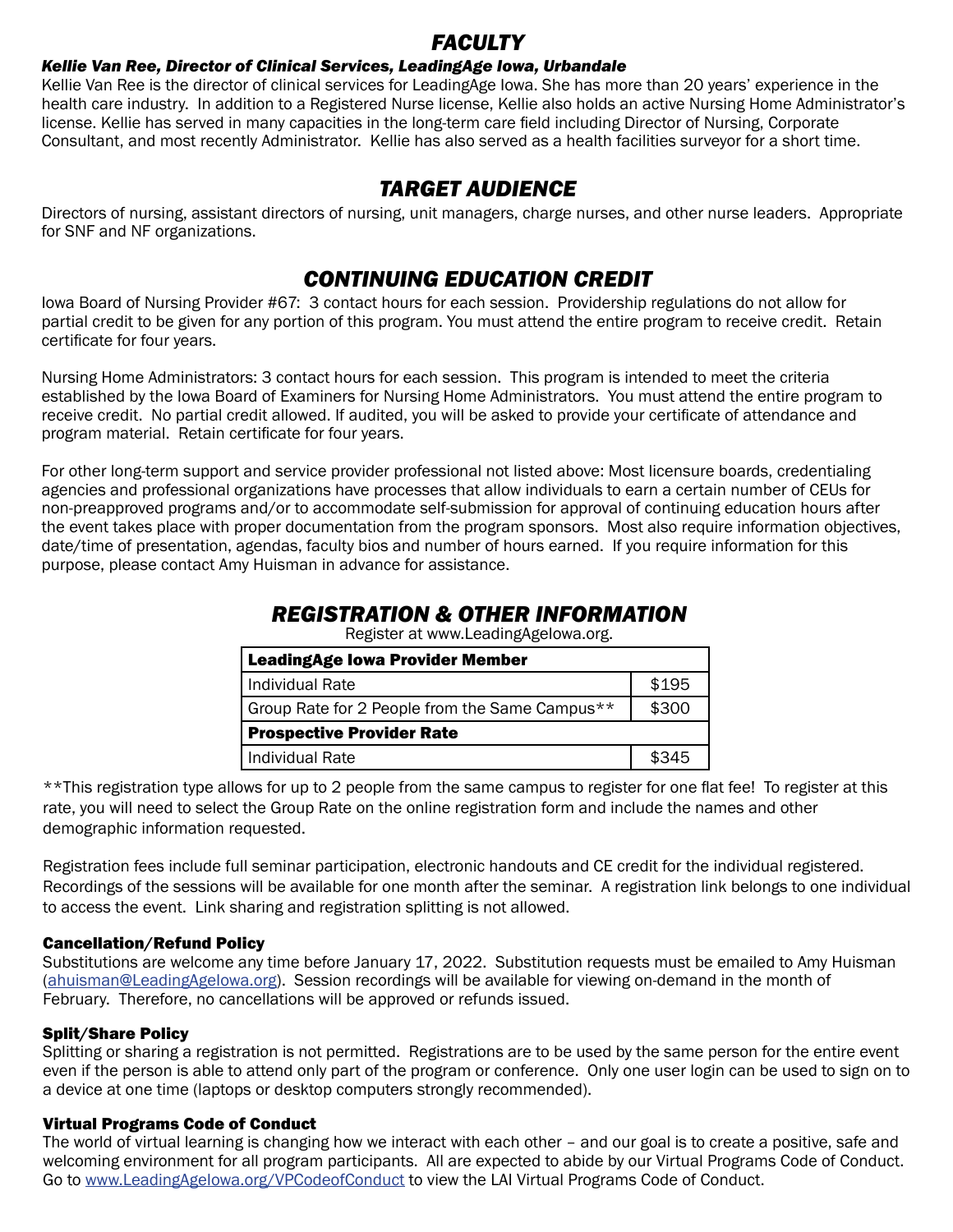## *FACULTY*

***Kellie Van Ree, Director of Clinical Services, LeadingAge Iowa, Urbandale***

Kellie Van Ree is the director of clinical services for LeadingAge Iowa. She has more than 20 years' experience in the health care industry. In addition to a Registered Nurse license, Kellie also holds an active Nursing Home Administrator's license. Kellie has served in many capacities in the long-term care field including Director of Nursing, Corporate Consultant, and most recently Administrator. Kellie has also served as a health facilities surveyor for a short time.

## *TARGET AUDIENCE*

Directors of nursing, assistant directors of nursing, unit managers, charge nurses, and other nurse leaders. Appropriate for SNF and NF organizations.

## *CONTINUING EDUCATION CREDIT*

Iowa Board of Nursing Provider #67: 3 contact hours for each session. Providership regulations do not allow for partial credit to be given for any portion of this program. You must attend the entire program to receive credit. Retain certificate for four years.

Nursing Home Administrators: 3 contact hours for each session. This program is intended to meet the criteria established by the Iowa Board of Examiners for Nursing Home Administrators. You must attend the entire program to receive credit. No partial credit allowed. If audited, you will be asked to provide your certificate of attendance and program material. Retain certificate for four years.

For other long-term support and service provider professional not listed above: Most licensure boards, credentialing agencies and professional organizations have processes that allow individuals to earn a certain number of CEUs for non-preapproved programs and/or to accommodate self-submission for approval of continuing education hours after the event takes place with proper documentation from the program sponsors. Most also require information objectives, date/time of presentation, agendas, faculty bios and number of hours earned. If you require information for this purpose, please contact Amy Huisman in advance for assistance.

## *REGISTRATION & OTHER INFORMATION*

Register at www.LeadingAgeIowa.org.

| **LeadingAge Iowa Provider Member** | |
|---|---|
| Individual Rate | $195 |
| Group Rate for 2 People from the Same Campus** | $300 |
| **Prospective Provider Rate** | |
| Individual Rate | $345 |

**This registration type allows for up to 2 people from the same campus to register for one flat fee! To register at this rate, you will need to select the Group Rate on the online registration form and include the names and other demographic information requested.

Registration fees include full seminar participation, electronic handouts and CE credit for the individual registered. Recordings of the sessions will be available for one month after the seminar. A registration link belongs to one individual to access the event. Link sharing and registration splitting is not allowed.

### Cancellation/Refund Policy

Substitutions are welcome any time before January 17, 2022. Substitution requests must be emailed to Amy Huisman (ahuisman@LeadingAgeIowa.org). Session recordings will be available for viewing on-demand in the month of February. Therefore, no cancellations will be approved or refunds issued.

### Split/Share Policy

Splitting or sharing a registration is not permitted. Registrations are to be used by the same person for the entire event even if the person is able to attend only part of the program or conference. Only one user login can be used to sign on to a device at one time (laptops or desktop computers strongly recommended).

### Virtual Programs Code of Conduct

The world of virtual learning is changing how we interact with each other – and our goal is to create a positive, safe and welcoming environment for all program participants. All are expected to abide by our Virtual Programs Code of Conduct. Go to www.LeadingAgeIowa.org/VPCodeofConduct to view the LAI Virtual Programs Code of Conduct.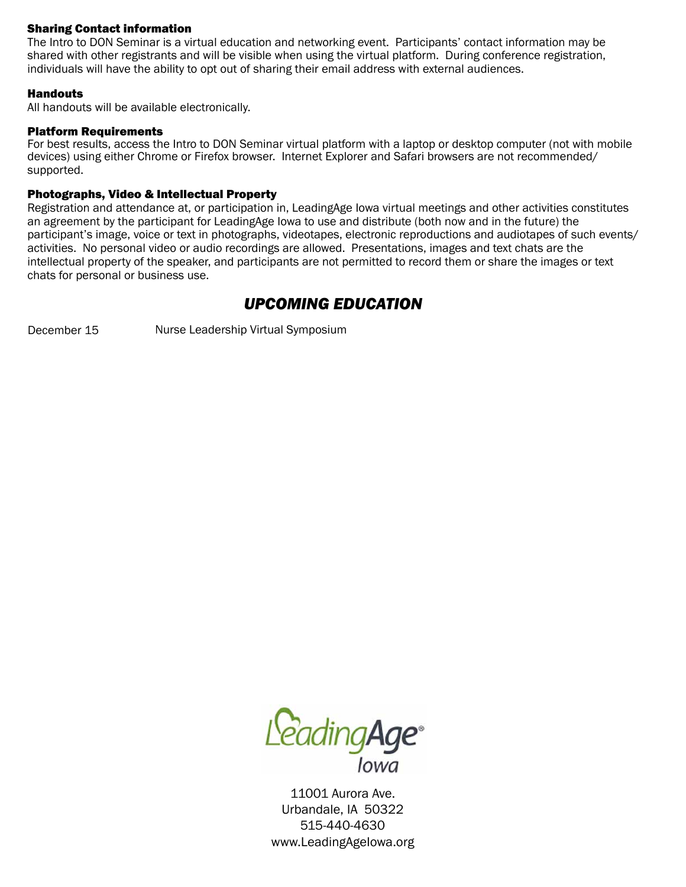### Sharing Contact information

The Intro to DON Seminar is a virtual education and networking event. Participants' contact information may be shared with other registrants and will be visible when using the virtual platform. During conference registration, individuals will have the ability to opt out of sharing their email address with external audiences.

### Handouts

All handouts will be available electronically.

### Platform Requirements

For best results, access the Intro to DON Seminar virtual platform with a laptop or desktop computer (not with mobile devices) using either Chrome or Firefox browser. Internet Explorer and Safari browsers are not recommended/supported.

### Photographs, Video & Intellectual Property

Registration and attendance at, or participation in, LeadingAge Iowa virtual meetings and other activities constitutes an agreement by the participant for LeadingAge Iowa to use and distribute (both now and in the future) the participant's image, voice or text in photographs, videotapes, electronic reproductions and audiotapes of such events/activities. No personal video or audio recordings are allowed. Presentations, images and text chats are the intellectual property of the speaker, and participants are not permitted to record them or share the images or text chats for personal or business use.

## *UPCOMING EDUCATION*

| | |
|---|---|
| December 15 | Nurse Leadership Virtual Symposium |

LeadingAge Iowa

11001 Aurora Ave.
Urbandale, IA 50322
515-440-4630
www.LeadingAgeIowa.org